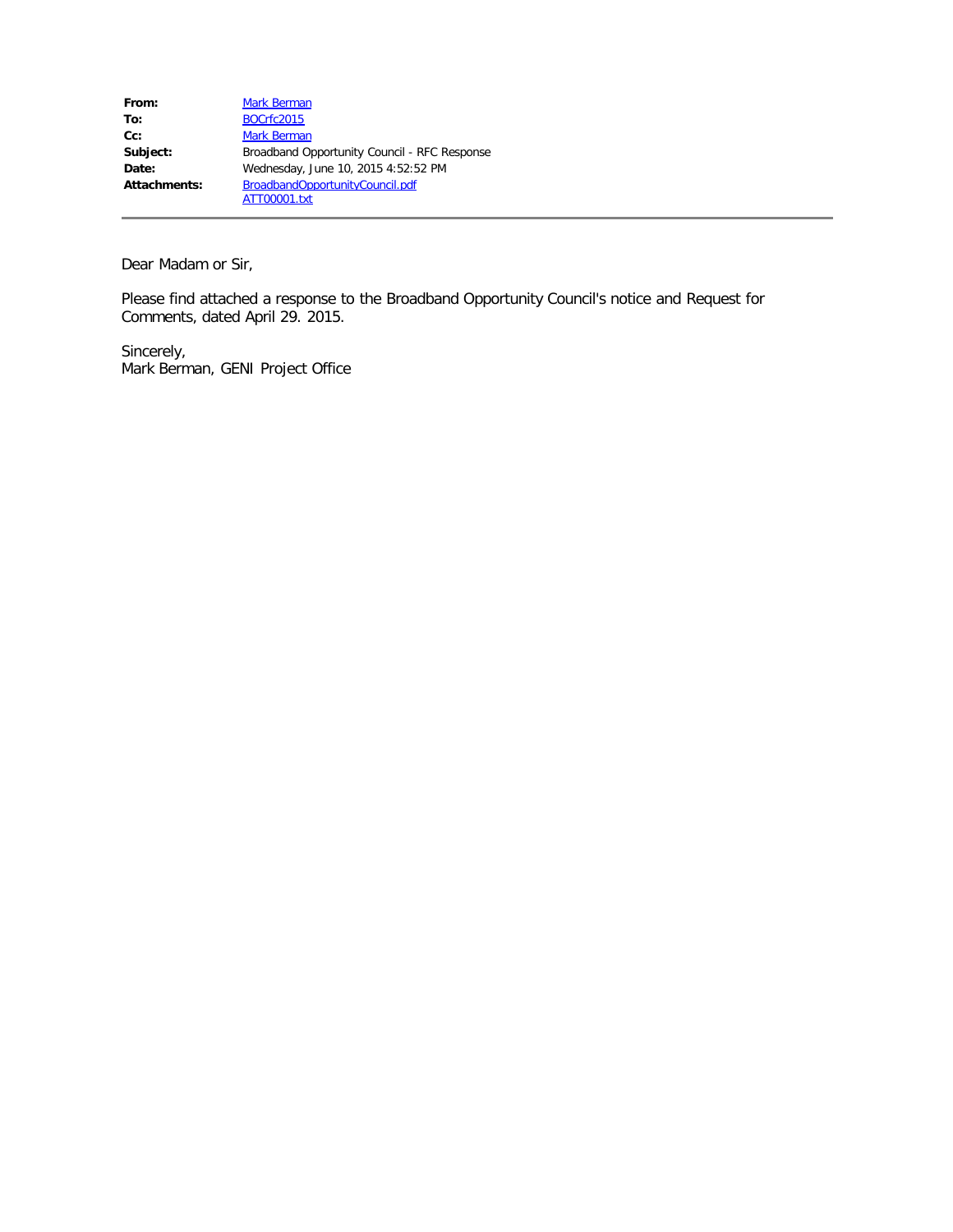| | |
|---|---|
| **From:** | Mark Berman |
| **To:** | BOCrfc2015 |
| **Cc:** | Mark Berman |
| **Subject:** | Broadband Opportunity Council - RFC Response |
| **Date:** | Wednesday, June 10, 2015 4:52:52 PM |
| **Attachments:** | BroadbandOpportunityCouncil.pdf<br>ATT00001.txt |

---

Dear Madam or Sir,

Please find attached a response to the Broadband Opportunity Council's notice and Request for Comments, dated April 29. 2015.

Sincerely,
Mark Berman, GENI Project Office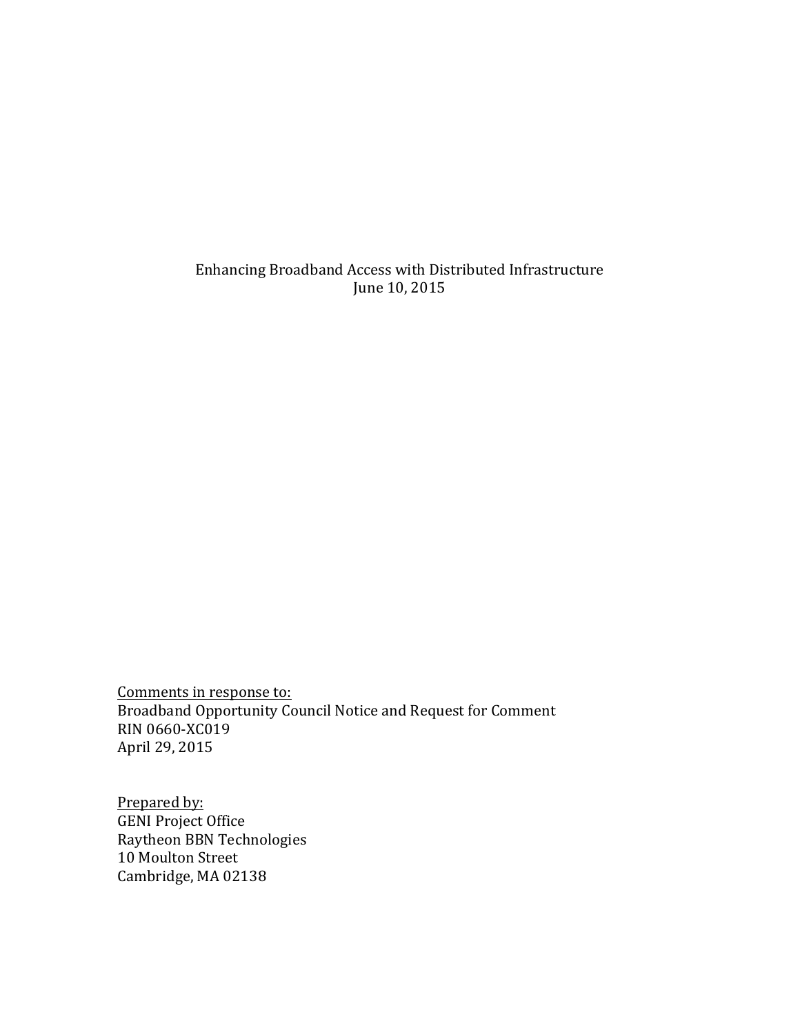Enhancing Broadband Access with Distributed Infrastructure
June 10, 2015

Comments in response to:
Broadband Opportunity Council Notice and Request for Comment
RIN 0660-XC019
April 29, 2015

Prepared by:
GENI Project Office
Raytheon BBN Technologies
10 Moulton Street
Cambridge, MA 02138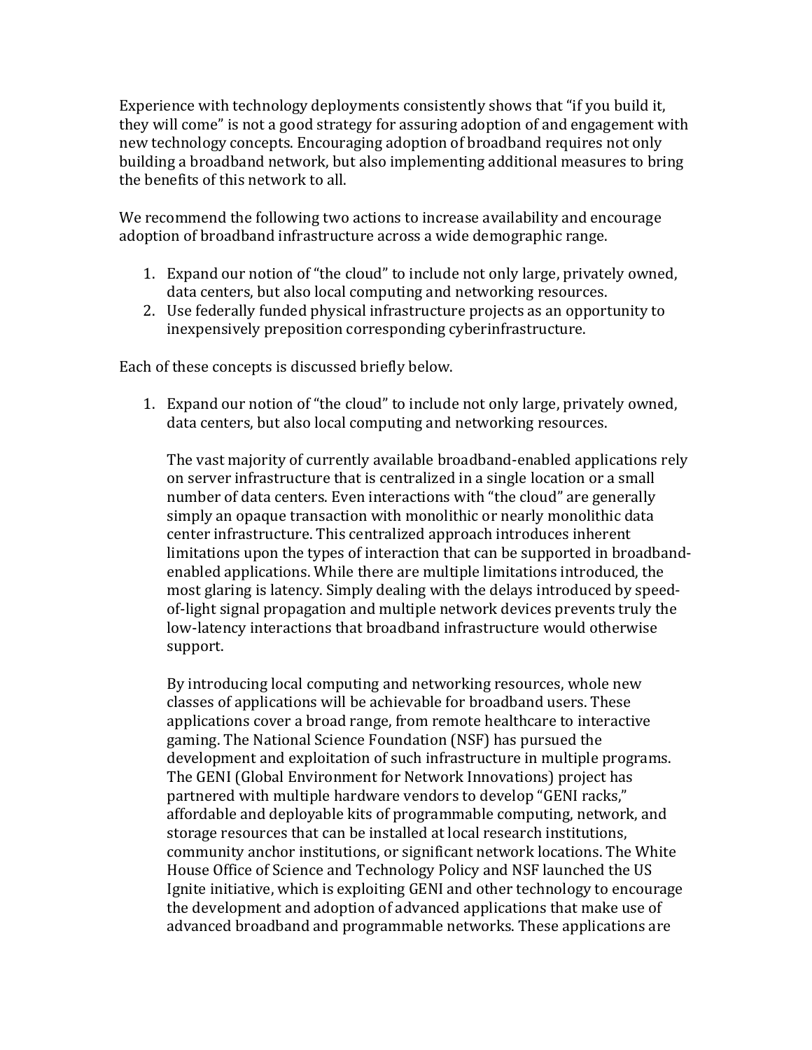Experience with technology deployments consistently shows that "if you build it, they will come" is not a good strategy for assuring adoption of and engagement with new technology concepts. Encouraging adoption of broadband requires not only building a broadband network, but also implementing additional measures to bring the benefits of this network to all.

We recommend the following two actions to increase availability and encourage adoption of broadband infrastructure across a wide demographic range.

1. Expand our notion of "the cloud" to include not only large, privately owned, data centers, but also local computing and networking resources.
2. Use federally funded physical infrastructure projects as an opportunity to inexpensively preposition corresponding cyberinfrastructure.

Each of these concepts is discussed briefly below.

1. Expand our notion of "the cloud" to include not only large, privately owned, data centers, but also local computing and networking resources.

   The vast majority of currently available broadband-enabled applications rely on server infrastructure that is centralized in a single location or a small number of data centers. Even interactions with "the cloud" are generally simply an opaque transaction with monolithic or nearly monolithic data center infrastructure. This centralized approach introduces inherent limitations upon the types of interaction that can be supported in broadband-enabled applications. While there are multiple limitations introduced, the most glaring is latency. Simply dealing with the delays introduced by speed-of-light signal propagation and multiple network devices prevents truly the low-latency interactions that broadband infrastructure would otherwise support.

   By introducing local computing and networking resources, whole new classes of applications will be achievable for broadband users. These applications cover a broad range, from remote healthcare to interactive gaming. The National Science Foundation (NSF) has pursued the development and exploitation of such infrastructure in multiple programs. The GENI (Global Environment for Network Innovations) project has partnered with multiple hardware vendors to develop "GENI racks," affordable and deployable kits of programmable computing, network, and storage resources that can be installed at local research institutions, community anchor institutions, or significant network locations. The White House Office of Science and Technology Policy and NSF launched the US Ignite initiative, which is exploiting GENI and other technology to encourage the development and adoption of advanced applications that make use of advanced broadband and programmable networks. These applications are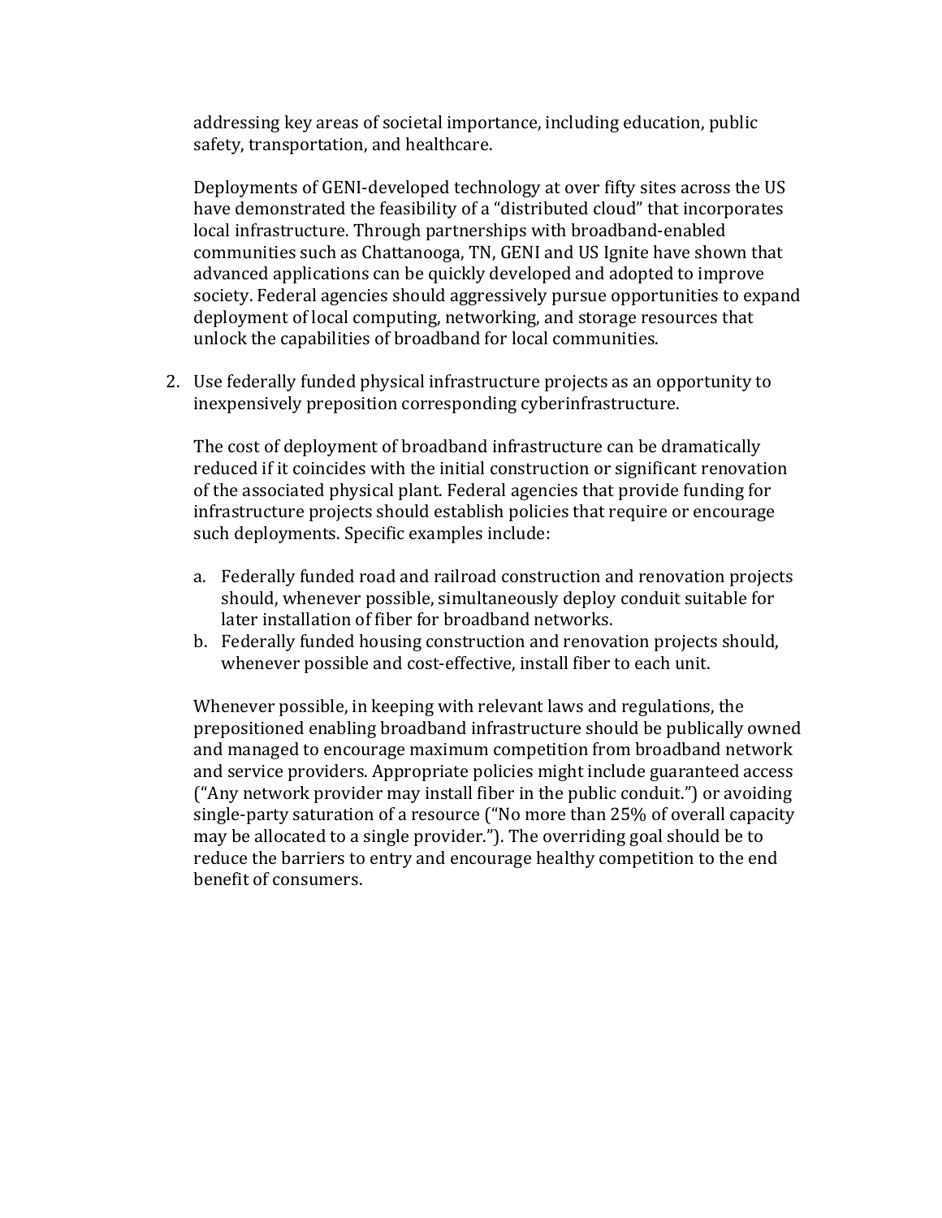addressing key areas of societal importance, including education, public safety, transportation, and healthcare.

Deployments of GENI-developed technology at over fifty sites across the US have demonstrated the feasibility of a "distributed cloud" that incorporates local infrastructure. Through partnerships with broadband-enabled communities such as Chattanooga, TN, GENI and US Ignite have shown that advanced applications can be quickly developed and adopted to improve society. Federal agencies should aggressively pursue opportunities to expand deployment of local computing, networking, and storage resources that unlock the capabilities of broadband for local communities.

2. Use federally funded physical infrastructure projects as an opportunity to inexpensively preposition corresponding cyberinfrastructure.

   The cost of deployment of broadband infrastructure can be dramatically reduced if it coincides with the initial construction or significant renovation of the associated physical plant. Federal agencies that provide funding for infrastructure projects should establish policies that require or encourage such deployments. Specific examples include:

   a. Federally funded road and railroad construction and renovation projects should, whenever possible, simultaneously deploy conduit suitable for later installation of fiber for broadband networks.
   b. Federally funded housing construction and renovation projects should, whenever possible and cost-effective, install fiber to each unit.

   Whenever possible, in keeping with relevant laws and regulations, the prepositioned enabling broadband infrastructure should be publically owned and managed to encourage maximum competition from broadband network and service providers. Appropriate policies might include guaranteed access ("Any network provider may install fiber in the public conduit.") or avoiding single-party saturation of a resource ("No more than 25% of overall capacity may be allocated to a single provider."). The overriding goal should be to reduce the barriers to entry and encourage healthy competition to the end benefit of consumers.